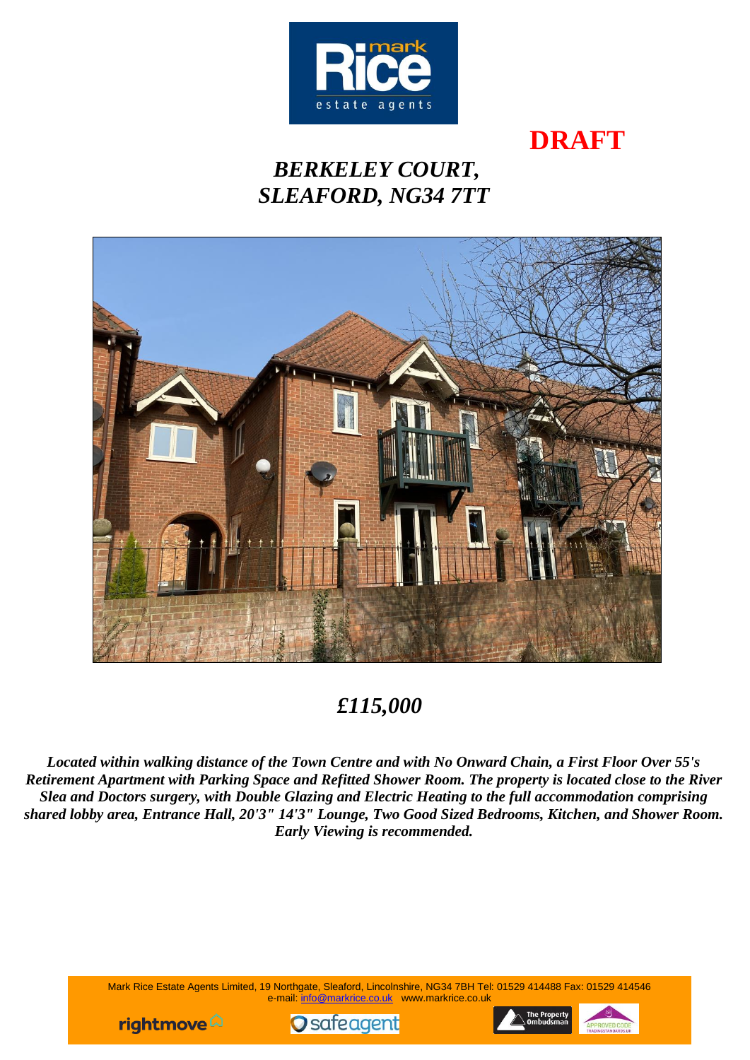**DRAFT**

# *BERKELEY COURT, SLEAFORD, NG34 7TT*

## *£115,000*

***Located within walking distance of the Town Centre and with No Onward Chain, a First Floor Over 55's Retirement Apartment with Parking Space and Refitted Shower Room. The property is located close to the River Slea and Doctors surgery, with Double Glazing and Electric Heating to the full accommodation comprising shared lobby area, Entrance Hall, 20'3" 14'3" Lounge, Two Good Sized Bedrooms, Kitchen, and Shower Room. Early Viewing is recommended.***

Mark Rice Estate Agents Limited, 19 Northgate, Sleaford, Lincolnshire, NG34 7BH Tel: 01529 414488 Fax: 01529 414546
e-mail: info@markrice.co.uk www.markrice.co.uk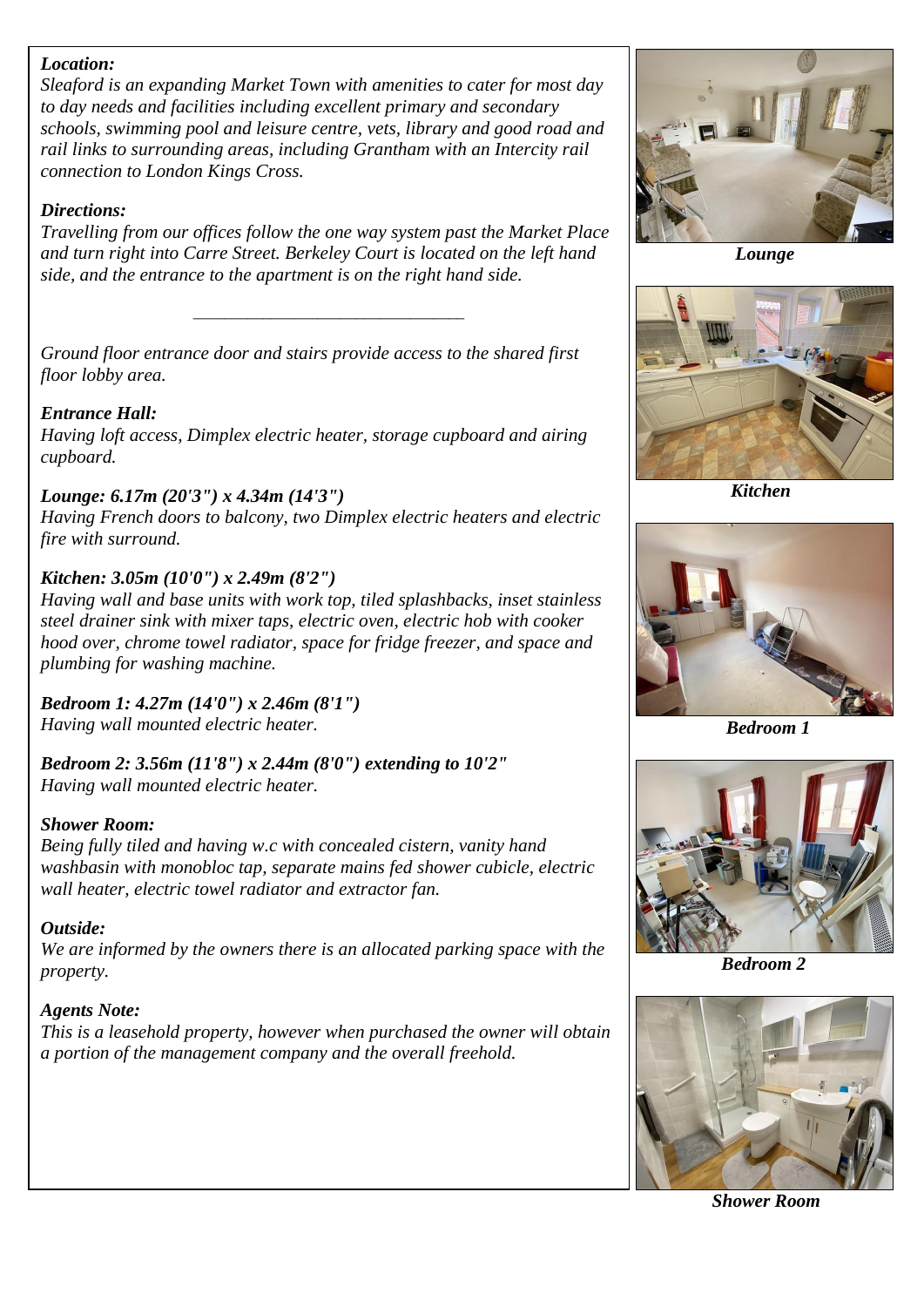***Location:***
*Sleaford is an expanding Market Town with amenities to cater for most day to day needs and facilities including excellent primary and secondary schools, swimming pool and leisure centre, vets, library and good road and rail links to surrounding areas, including Grantham with an Intercity rail connection to London Kings Cross.*

***Directions:***
*Travelling from our offices follow the one way system past the Market Place and turn right into Carre Street. Berkeley Court is located on the left hand side, and the entrance to the apartment is on the right hand side.*

---

*Ground floor entrance door and stairs provide access to the shared first floor lobby area.*

***Entrance Hall:***
*Having loft access, Dimplex electric heater, storage cupboard and airing cupboard.*

***Lounge: 6.17m (20'3") x 4.34m (14'3")***
*Having French doors to balcony, two Dimplex electric heaters and electric fire with surround.*

***Kitchen: 3.05m (10'0") x 2.49m (8'2")***
*Having wall and base units with work top, tiled splashbacks, inset stainless steel drainer sink with mixer taps, electric oven, electric hob with cooker hood over, chrome towel radiator, space for fridge freezer, and space and plumbing for washing machine.*

***Bedroom 1: 4.27m (14'0") x 2.46m (8'1")***
*Having wall mounted electric heater.*

***Bedroom 2: 3.56m (11'8") x 2.44m (8'0") extending to 10'2"***
*Having wall mounted electric heater.*

***Shower Room:***
*Being fully tiled and having w.c with concealed cistern, vanity hand washbasin with monobloc tap, separate mains fed shower cubicle, electric wall heater, electric towel radiator and extractor fan.*

***Outside:***
*We are informed by the owners there is an allocated parking space with the property.*

***Agents Note:***
*This is a leasehold property, however when purchased the owner will obtain a portion of the management company and the overall freehold.*

***Lounge***

***Kitchen***

***Bedroom 1***

***Bedroom 2***

***Shower Room***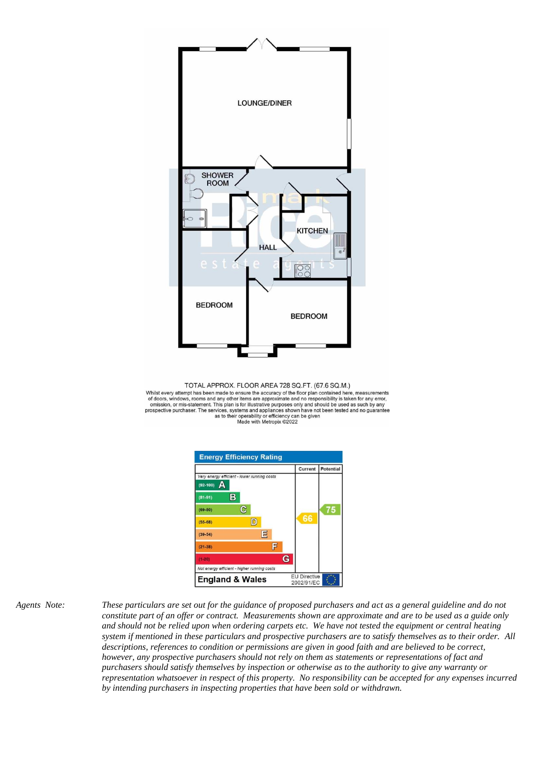LOUNGE/DINER

SHOWER ROOM

KITCHEN

HALL

BEDROOM

BEDROOM

TOTAL APPROX. FLOOR AREA 728 SQ.FT. (67.6 SQ.M.)
Whilst every attempt has been made to ensure the accuracy of the floor plan contained here, measurements of doors, windows, rooms and any other items are approximate and no responsibility is taken for any error, omission, or mis-statement. This plan is for illustrative purposes only and should be used as such by any prospective purchaser. The services, systems and appliances shown have not been tested and no guarantee as to their operability or efficiency can be given
Made with Metropix ©2022

**Energy Efficiency Rating**

| | Current | Potential |
|---|---|---|
| *Very energy efficient - lower running costs* | | |
| (92-100) A | | |
| (81-91) B | | |
| (69-80) C | | 75 |
| (55-68) D | 66 | |
| (39-54) E | | |
| (21-38) F | | |
| (1-20) G | | |
| *Not energy efficient - higher running costs* | | |
| **England & Wales** | EU Directive 2002/91/EC | |

*Agents Note:* *These particulars are set out for the guidance of proposed purchasers and act as a general guideline and do not constitute part of an offer or contract. Measurements shown are approximate and are to be used as a guide only and should not be relied upon when ordering carpets etc. We have not tested the equipment or central heating system if mentioned in these particulars and prospective purchasers are to satisfy themselves as to their order. All descriptions, references to condition or permissions are given in good faith and are believed to be correct, however, any prospective purchasers should not rely on them as statements or representations of fact and purchasers should satisfy themselves by inspection or otherwise as to the authority to give any warranty or representation whatsoever in respect of this property. No responsibility can be accepted for any expenses incurred by intending purchasers in inspecting properties that have been sold or withdrawn.*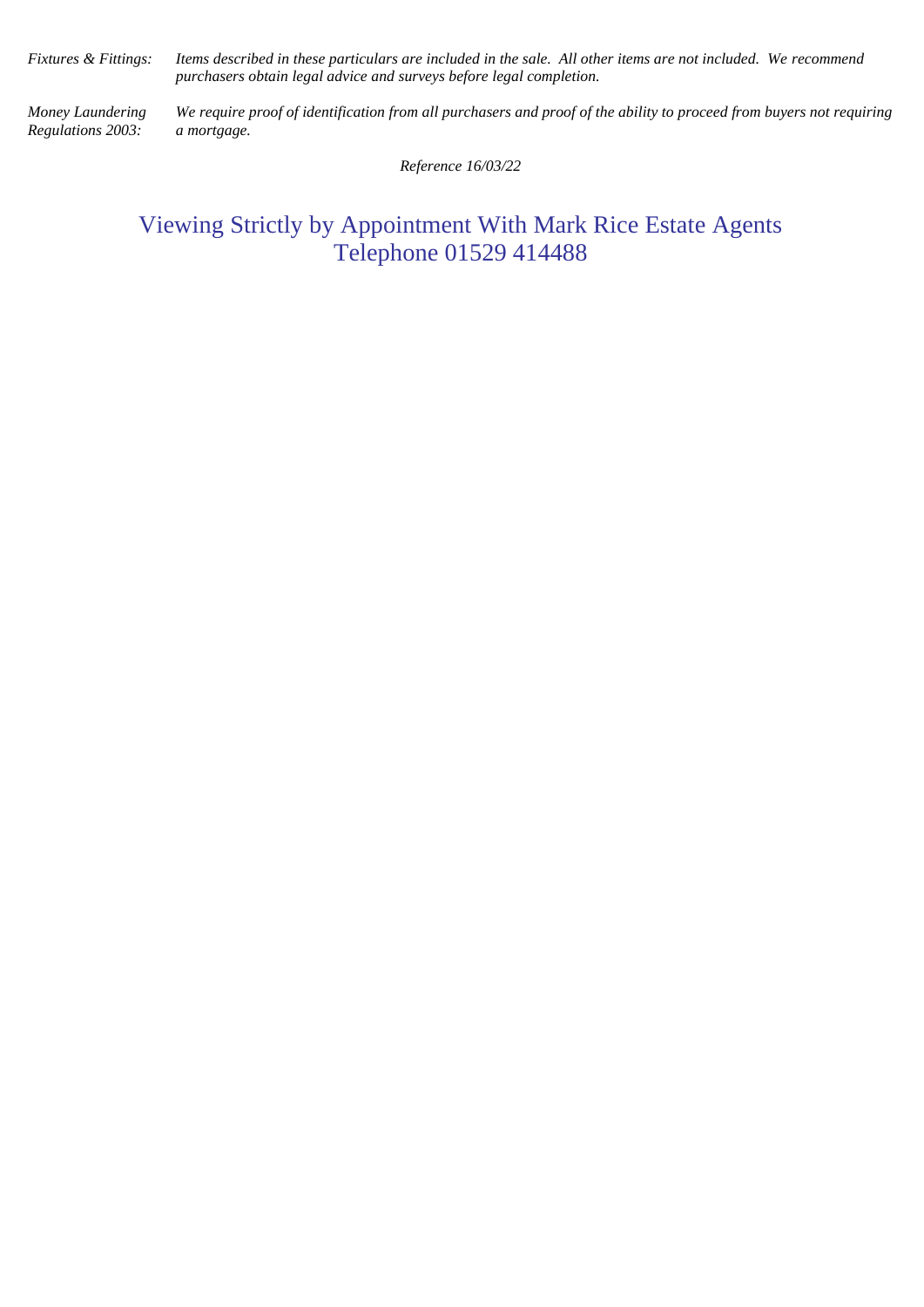*Fixtures & Fittings:* *Items described in these particulars are included in the sale. All other items are not included. We recommend purchasers obtain legal advice and surveys before legal completion.*

*Money Laundering Regulations 2003:* *We require proof of identification from all purchasers and proof of the ability to proceed from buyers not requiring a mortgage.*

*Reference 16/03/22*

## Viewing Strictly by Appointment With Mark Rice Estate Agents
## Telephone 01529 414488